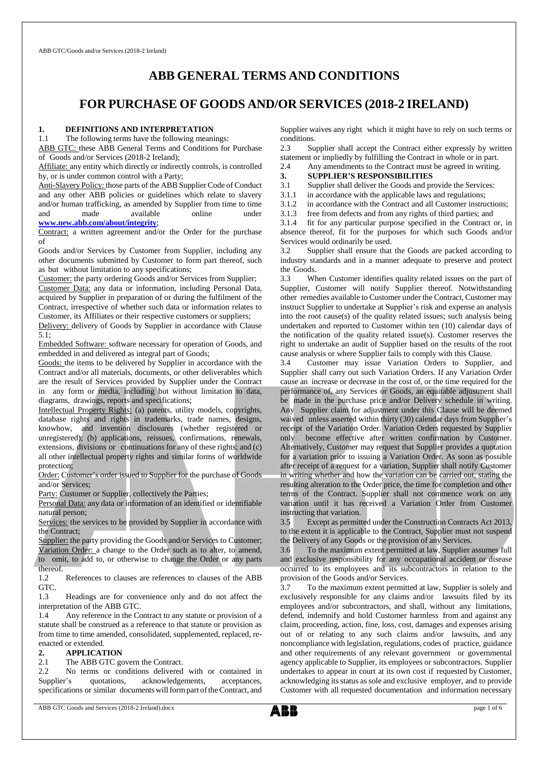# ABB GENERAL TERMS AND CONDITIONS

# FOR PURCHASE OF GOODS AND/OR SERVICES (2018-2 IRELAND)

## 1. DEFINITIONS AND INTERPRETATION

1.1 The following terms have the following meanings:

ABB GTC: these ABB General Terms and Conditions for Purchase of Goods and/or Services (2018-2 Ireland);

Affiliate: any entity which directly or indirectly controls, is controlled by, or is under common control with a Party;

Anti-Slavery Policy: those parts of the ABB Supplier Code of Conduct and any other ABB policies or guidelines which relate to slavery and/or human trafficking, as amended by Supplier from time to time and made available online under **www.new.abb.com/about/integrity**;

Contract: a written agreement and/or the Order for the purchase of Goods and/or Services by Customer from Supplier, including any other documents submitted by Customer to form part thereof, such as but without limitation to any specifications;

Customer: the party ordering Goods and/or Services from Supplier;

Customer Data: any data or information, including Personal Data, acquired by Supplier in preparation of or during the fulfilment of the Contract, irrespective of whether such data or information relates to Customer, its Affiliates or their respective customers or suppliers;

Delivery: delivery of Goods by Supplier in accordance with Clause 5.1;

Embedded Software: software necessary for operation of Goods, and embedded in and delivered as integral part of Goods;

Goods: the items to be delivered by Supplier in accordance with the Contract and/or all materials, documents, or other deliverables which are the result of Services provided by Supplier under the Contract in any form or media, including but without limitation to data, diagrams, drawings, reports and specifications;

Intellectual Property Rights: (a) patents, utility models, copyrights, database rights and rights in trademarks, trade names, designs, knowhow, and invention disclosures (whether registered or unregistered); (b) applications, reissues, confirmations, renewals, extensions, divisions or continuations for any of these rights; and (c) all other intellectual property rights and similar forms of worldwide protection;

Order: Customer's order issued to Supplier for the purchase of Goods and/or Services;

Party: Customer or Supplier, collectively the Parties;

Personal Data: any data or information of an identified or identifiable natural person;

Services: the services to be provided by Supplier in accordance with the Contract;

Supplier: the party providing the Goods and/or Services to Customer;

Variation Order: a change to the Order such as to alter, to amend, to omit, to add to, or otherwise to change the Order or any parts thereof.

1.2 References to clauses are references to clauses of the ABB GTC.

1.3 Headings are for convenience only and do not affect the interpretation of the ABB GTC.

1.4 Any reference in the Contract to any statute or provision of a statute shall be construed as a reference to that statute or provision as from time to time amended, consolidated, supplemented, replaced, re-enacted or extended.

## 2. APPLICATION

2.1 The ABB GTC govern the Contract.

2.2 No terms or conditions delivered with or contained in Supplier's quotations, acknowledgements, acceptances, specifications or similar documents will form part of the Contract, and Supplier waives any right which it might have to rely on such terms or conditions.

2.3 Supplier shall accept the Contract either expressly by written statement or impliedly by fulfilling the Contract in whole or in part.

2.4 Any amendments to the Contract must be agreed in writing.

## 3. SUPPLIER'S RESPONSIBILITIES

3.1 Supplier shall deliver the Goods and provide the Services:

3.1.1 in accordance with the applicable laws and regulations;

3.1.2 in accordance with the Contract and all Customer instructions;

3.1.3 free from defects and from any rights of third parties; and

3.1.4 fit for any particular purpose specified in the Contract or, in absence thereof, fit for the purposes for which such Goods and/or Services would ordinarily be used.

3.2 Supplier shall ensure that the Goods are packed according to industry standards and in a manner adequate to preserve and protect the Goods.

3.3 When Customer identifies quality related issues on the part of Supplier, Customer will notify Supplier thereof. Notwithstanding other remedies available to Customer under the Contract, Customer may instruct Supplier to undertake at Supplier's risk and expense an analysis into the root cause(s) of the quality related issues; such analysis being undertaken and reported to Customer within ten (10) calendar days of the notification of the quality related issue(s). Customer reserves the right to undertake an audit of Supplier based on the results of the root cause analysis or where Supplier fails to comply with this Clause.

3.4 Customer may issue Variation Orders to Supplier, and Supplier shall carry out such Variation Orders. If any Variation Order cause an increase or decrease in the cost of, or the time required for the performance of, any Services or Goods, an equitable adjustment shall be made in the purchase price and/or Delivery schedule in writing. Any Supplier claim for adjustment under this Clause will be deemed waived unless asserted within thirty (30) calendar days from Supplier's receipt of the Variation Order. Variation Orders requested by Supplier only become effective after written confirmation by Customer. Alternatively, Customer may request that Supplier provides a quotation for a variation prior to issuing a Variation Order. As soon as possible after receipt of a request for a variation, Supplier shall notify Customer in writing whether and how the variation can be carried out, stating the resulting alteration to the Order price, the time for completion and other terms of the Contract. Supplier shall not commence work on any variation until it has received a Variation Order from Customer instructing that variation.

3.5 Except as permitted under the Construction Contracts Act 2013, to the extent it is applicable to the Contract, Supplier must not suspend the Delivery of any Goods or the provision of any Services.

3.6 To the maximum extent permitted at law, Supplier assumes full and exclusive responsibility for any occupational accident or disease occurred to its employees and its subcontractors in relation to the provision of the Goods and/or Services.

3.7 To the maximum extent permitted at law, Supplier is solely and exclusively responsible for any claims and/or lawsuits filed by its employees and/or subcontractors, and shall, without any limitations, defend, indemnify and hold Customer harmless from and against any claim, proceeding, action, fine, loss, cost, damages and expenses arising out of or relating to any such claims and/or lawsuits, and any noncompliance with legislation, regulations, codes of practice, guidance and other requirements of any relevant government or governmental agency applicable to Supplier, its employees or subcontractors. Supplier undertakes to appear in court at its own cost if requested by Customer, acknowledging its status as sole and exclusive employer, and to provide Customer with all requested documentation and information necessary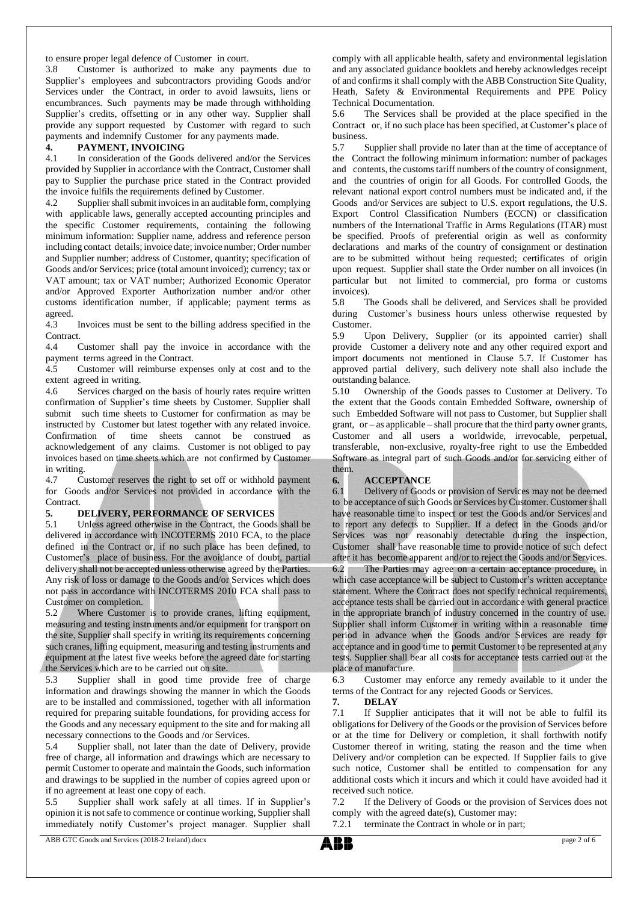to ensure proper legal defence of Customer in court.

3.8 Customer is authorized to make any payments due to Supplier's employees and subcontractors providing Goods and/or Services under the Contract, in order to avoid lawsuits, liens or encumbrances. Such payments may be made through withholding Supplier's credits, offsetting or in any other way. Supplier shall provide any support requested by Customer with regard to such payments and indemnify Customer for any payments made.

## 4. PAYMENT, INVOICING

4.1 In consideration of the Goods delivered and/or the Services provided by Supplier in accordance with the Contract, Customer shall pay to Supplier the purchase price stated in the Contract provided the invoice fulfils the requirements defined by Customer.

4.2 Supplier shall submit invoices in an auditable form, complying with applicable laws, generally accepted accounting principles and the specific Customer requirements, containing the following minimum information: Supplier name, address and reference person including contact details; invoice date; invoice number; Order number and Supplier number; address of Customer, quantity; specification of Goods and/or Services; price (total amount invoiced); currency; tax or VAT amount; tax or VAT number; Authorized Economic Operator and/or Approved Exporter Authorization number and/or other customs identification number, if applicable; payment terms as agreed.

4.3 Invoices must be sent to the billing address specified in the Contract.

4.4 Customer shall pay the invoice in accordance with the payment terms agreed in the Contract.

4.5 Customer will reimburse expenses only at cost and to the extent agreed in writing.

4.6 Services charged on the basis of hourly rates require written confirmation of Supplier's time sheets by Customer. Supplier shall submit such time sheets to Customer for confirmation as may be instructed by Customer but latest together with any related invoice. Confirmation of time sheets cannot be construed as acknowledgement of any claims. Customer is not obliged to pay invoices based on time sheets which are not confirmed by Customer in writing.

4.7 Customer reserves the right to set off or withhold payment for Goods and/or Services not provided in accordance with the Contract.

## 5. DELIVERY, PERFORMANCE OF SERVICES

5.1 Unless agreed otherwise in the Contract, the Goods shall be delivered in accordance with INCOTERMS 2010 FCA, to the place defined in the Contract or, if no such place has been defined, to Customer's place of business. For the avoidance of doubt, partial delivery shall not be accepted unless otherwise agreed by the Parties. Any risk of loss or damage to the Goods and/or Services which does not pass in accordance with INCOTERMS 2010 FCA shall pass to Customer on completion.

5.2 Where Customer is to provide cranes, lifting equipment, measuring and testing instruments and/or equipment for transport on the site, Supplier shall specify in writing its requirements concerning such cranes, lifting equipment, measuring and testing instruments and equipment at the latest five weeks before the agreed date for starting the Services which are to be carried out on site.

5.3 Supplier shall in good time provide free of charge information and drawings showing the manner in which the Goods are to be installed and commissioned, together with all information required for preparing suitable foundations, for providing access for the Goods and any necessary equipment to the site and for making all necessary connections to the Goods and /or Services.

5.4 Supplier shall, not later than the date of Delivery, provide free of charge, all information and drawings which are necessary to permit Customer to operate and maintain the Goods, such information and drawings to be supplied in the number of copies agreed upon or if no agreement at least one copy of each.

5.5 Supplier shall work safely at all times. If in Supplier's opinion it is not safe to commence or continue working, Supplier shall immediately notify Customer's project manager. Supplier shall comply with all applicable health, safety and environmental legislation and any associated guidance booklets and hereby acknowledges receipt of and confirms it shall comply with the ABB Construction Site Quality, Heath, Safety & Environmental Requirements and PPE Policy Technical Documentation.

5.6 The Services shall be provided at the place specified in the Contract or, if no such place has been specified, at Customer's place of business.

5.7 Supplier shall provide no later than at the time of acceptance of the Contract the following minimum information: number of packages and contents, the customs tariff numbers of the country of consignment, and the countries of origin for all Goods. For controlled Goods, the relevant national export control numbers must be indicated and, if the Goods and/or Services are subject to U.S. export regulations, the U.S. Export Control Classification Numbers (ECCN) or classification numbers of the International Traffic in Arms Regulations (ITAR) must be specified. Proofs of preferential origin as well as conformity declarations and marks of the country of consignment or destination are to be submitted without being requested; certificates of origin upon request. Supplier shall state the Order number on all invoices (in particular but not limited to commercial, pro forma or customs invoices).

5.8 The Goods shall be delivered, and Services shall be provided during Customer's business hours unless otherwise requested by Customer.

5.9 Upon Delivery, Supplier (or its appointed carrier) shall provide Customer a delivery note and any other required export and import documents not mentioned in Clause 5.7. If Customer has approved partial delivery, such delivery note shall also include the outstanding balance.

5.10 Ownership of the Goods passes to Customer at Delivery. To the extent that the Goods contain Embedded Software, ownership of such Embedded Software will not pass to Customer, but Supplier shall grant, or – as applicable – shall procure that the third party owner grants, Customer and all users a worldwide, irrevocable, perpetual, transferable, non-exclusive, royalty-free right to use the Embedded Software as integral part of such Goods and/or for servicing either of them.

## 6. ACCEPTANCE

6.1 Delivery of Goods or provision of Services may not be deemed to be acceptance of such Goods or Services by Customer. Customer shall have reasonable time to inspect or test the Goods and/or Services and to report any defects to Supplier. If a defect in the Goods and/or Services was not reasonably detectable during the inspection, Customer shall have reasonable time to provide notice of such defect after it has become apparent and/or to reject the Goods and/or Services.

6.2 The Parties may agree on a certain acceptance procedure, in which case acceptance will be subject to Customer's written acceptance statement. Where the Contract does not specify technical requirements, acceptance tests shall be carried out in accordance with general practice in the appropriate branch of industry concerned in the country of use. Supplier shall inform Customer in writing within a reasonable time period in advance when the Goods and/or Services are ready for acceptance and in good time to permit Customer to be represented at any tests. Supplier shall bear all costs for acceptance tests carried out at the place of manufacture.

6.3 Customer may enforce any remedy available to it under the terms of the Contract for any rejected Goods or Services.

## 7. DELAY

7.1 If Supplier anticipates that it will not be able to fulfil its obligations for Delivery of the Goods or the provision of Services before or at the time for Delivery or completion, it shall forthwith notify Customer thereof in writing, stating the reason and the time when Delivery and/or completion can be expected. If Supplier fails to give such notice, Customer shall be entitled to compensation for any additional costs which it incurs and which it could have avoided had it received such notice.

7.2 If the Delivery of Goods or the provision of Services does not comply with the agreed date(s), Customer may:

7.2.1 terminate the Contract in whole or in part;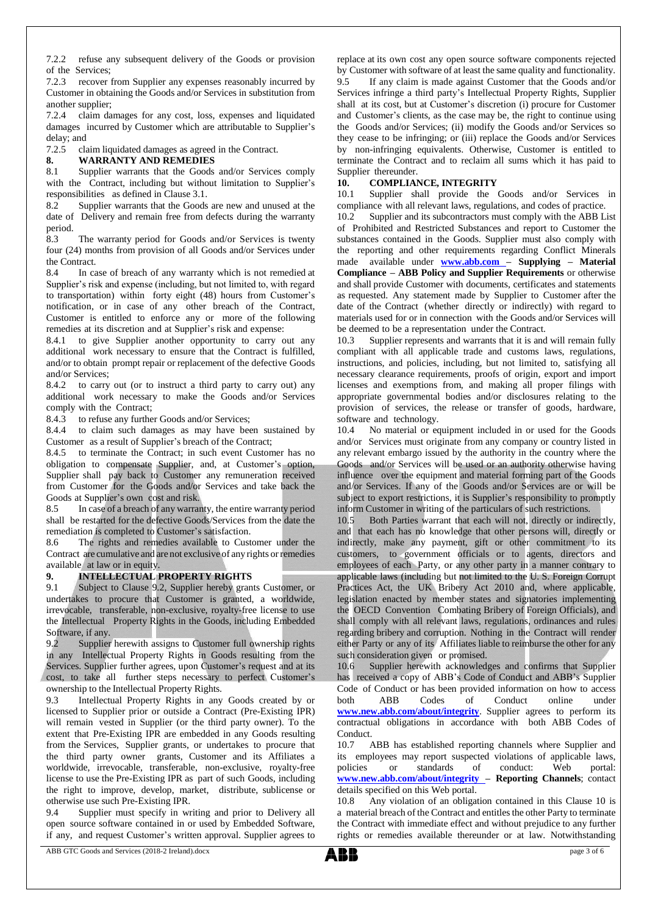7.2.2 refuse any subsequent delivery of the Goods or provision of the Services;

7.2.3 recover from Supplier any expenses reasonably incurred by Customer in obtaining the Goods and/or Services in substitution from another supplier;

7.2.4 claim damages for any cost, loss, expenses and liquidated damages incurred by Customer which are attributable to Supplier's delay; and

7.2.5 claim liquidated damages as agreed in the Contract.

## 8. WARRANTY AND REMEDIES

8.1 Supplier warrants that the Goods and/or Services comply with the Contract, including but without limitation to Supplier's responsibilities as defined in Clause 3.1.

8.2 Supplier warrants that the Goods are new and unused at the date of Delivery and remain free from defects during the warranty period.

8.3 The warranty period for Goods and/or Services is twenty four (24) months from provision of all Goods and/or Services under the Contract.

8.4 In case of breach of any warranty which is not remedied at Supplier's risk and expense (including, but not limited to, with regard to transportation) within forty eight (48) hours from Customer's notification, or in case of any other breach of the Contract, Customer is entitled to enforce any or more of the following remedies at its discretion and at Supplier's risk and expense:

8.4.1 to give Supplier another opportunity to carry out any additional work necessary to ensure that the Contract is fulfilled, and/or to obtain prompt repair or replacement of the defective Goods and/or Services;

8.4.2 to carry out (or to instruct a third party to carry out) any additional work necessary to make the Goods and/or Services comply with the Contract;

8.4.3 to refuse any further Goods and/or Services;

8.4.4 to claim such damages as may have been sustained by Customer as a result of Supplier's breach of the Contract;

8.4.5 to terminate the Contract; in such event Customer has no obligation to compensate Supplier, and, at Customer's option, Supplier shall pay back to Customer any remuneration received from Customer for the Goods and/or Services and take back the Goods at Supplier's own cost and risk.

8.5 In case of a breach of any warranty, the entire warranty period shall be restarted for the defective Goods/Services from the date the remediation is completed to Customer's satisfaction.

8.6 The rights and remedies available to Customer under the Contract are cumulative and are not exclusive of any rights or remedies available at law or in equity.

## 9. INTELLECTUAL PROPERTY RIGHTS

9.1 Subject to Clause 9.2, Supplier hereby grants Customer, or undertakes to procure that Customer is granted, a worldwide, irrevocable, transferable, non-exclusive, royalty-free license to use the Intellectual Property Rights in the Goods, including Embedded Software, if any.

9.2 Supplier herewith assigns to Customer full ownership rights in any Intellectual Property Rights in Goods resulting from the Services. Supplier further agrees, upon Customer's request and at its cost, to take all further steps necessary to perfect Customer's ownership to the Intellectual Property Rights.

9.3 Intellectual Property Rights in any Goods created by or licensed to Supplier prior or outside a Contract (Pre-Existing IPR) will remain vested in Supplier (or the third party owner). To the extent that Pre-Existing IPR are embedded in any Goods resulting from the Services, Supplier grants, or undertakes to procure that the third party owner grants, Customer and its Affiliates a worldwide, irrevocable, transferable, non-exclusive, royalty-free license to use the Pre-Existing IPR as part of such Goods, including the right to improve, develop, market, distribute, sublicense or otherwise use such Pre-Existing IPR.

9.4 Supplier must specify in writing and prior to Delivery all open source software contained in or used by Embedded Software, if any, and request Customer's written approval. Supplier agrees to replace at its own cost any open source software components rejected by Customer with software of at least the same quality and functionality.

9.5 If any claim is made against Customer that the Goods and/or Services infringe a third party's Intellectual Property Rights, Supplier shall at its cost, but at Customer's discretion (i) procure for Customer and Customer's clients, as the case may be, the right to continue using the Goods and/or Services; (ii) modify the Goods and/or Services so they cease to be infringing; or (iii) replace the Goods and/or Services by non-infringing equivalents. Otherwise, Customer is entitled to terminate the Contract and to reclaim all sums which it has paid to Supplier thereunder.

## 10. COMPLIANCE, INTEGRITY

10.1 Supplier shall provide the Goods and/or Services in compliance with all relevant laws, regulations, and codes of practice.

10.2 Supplier and its subcontractors must comply with the ABB List of Prohibited and Restricted Substances and report to Customer the substances contained in the Goods. Supplier must also comply with the reporting and other requirements regarding Conflict Minerals made available under **www.abb.com – Supplying – Material Compliance – ABB Policy and Supplier Requirements** or otherwise and shall provide Customer with documents, certificates and statements as requested. Any statement made by Supplier to Customer after the date of the Contract (whether directly or indirectly) with regard to materials used for or in connection with the Goods and/or Services will be deemed to be a representation under the Contract.

10.3 Supplier represents and warrants that it is and will remain fully compliant with all applicable trade and customs laws, regulations, instructions, and policies, including, but not limited to, satisfying all necessary clearance requirements, proofs of origin, export and import licenses and exemptions from, and making all proper filings with appropriate governmental bodies and/or disclosures relating to the provision of services, the release or transfer of goods, hardware, software and technology.

10.4 No material or equipment included in or used for the Goods and/or Services must originate from any company or country listed in any relevant embargo issued by the authority in the country where the Goods and/or Services will be used or an authority otherwise having influence over the equipment and material forming part of the Goods and/or Services. If any of the Goods and/or Services are or will be subject to export restrictions, it is Supplier's responsibility to promptly inform Customer in writing of the particulars of such restrictions.

10.5 Both Parties warrant that each will not, directly or indirectly, and that each has no knowledge that other persons will, directly or indirectly, make any payment, gift or other commitment to its customers, to government officials or to agents, directors and employees of each Party, or any other party in a manner contrary to applicable laws (including but not limited to the U. S. Foreign Corrupt Practices Act, the UK Bribery Act 2010 and, where applicable, legislation enacted by member states and signatories implementing the OECD Convention Combating Bribery of Foreign Officials), and shall comply with all relevant laws, regulations, ordinances and rules regarding bribery and corruption. Nothing in the Contract will render either Party or any of its Affiliates liable to reimburse the other for any such consideration given or promised.

10.6 Supplier herewith acknowledges and confirms that Supplier has received a copy of ABB's Code of Conduct and ABB's Supplier Code of Conduct or has been provided information on how to access both ABB Codes of Conduct online under **www.new.abb.com/about/integrity**. Supplier agrees to perform its contractual obligations in accordance with both ABB Codes of Conduct.

10.7 ABB has established reporting channels where Supplier and its employees may report suspected violations of applicable laws, policies or standards of conduct: Web portal: **www.new.abb.com/about/integrity – Reporting Channels**; contact details specified on this Web portal.

10.8 Any violation of an obligation contained in this Clause 10 is a material breach of the Contract and entitles the other Party to terminate the Contract with immediate effect and without prejudice to any further rights or remedies available thereunder or at law. Notwithstanding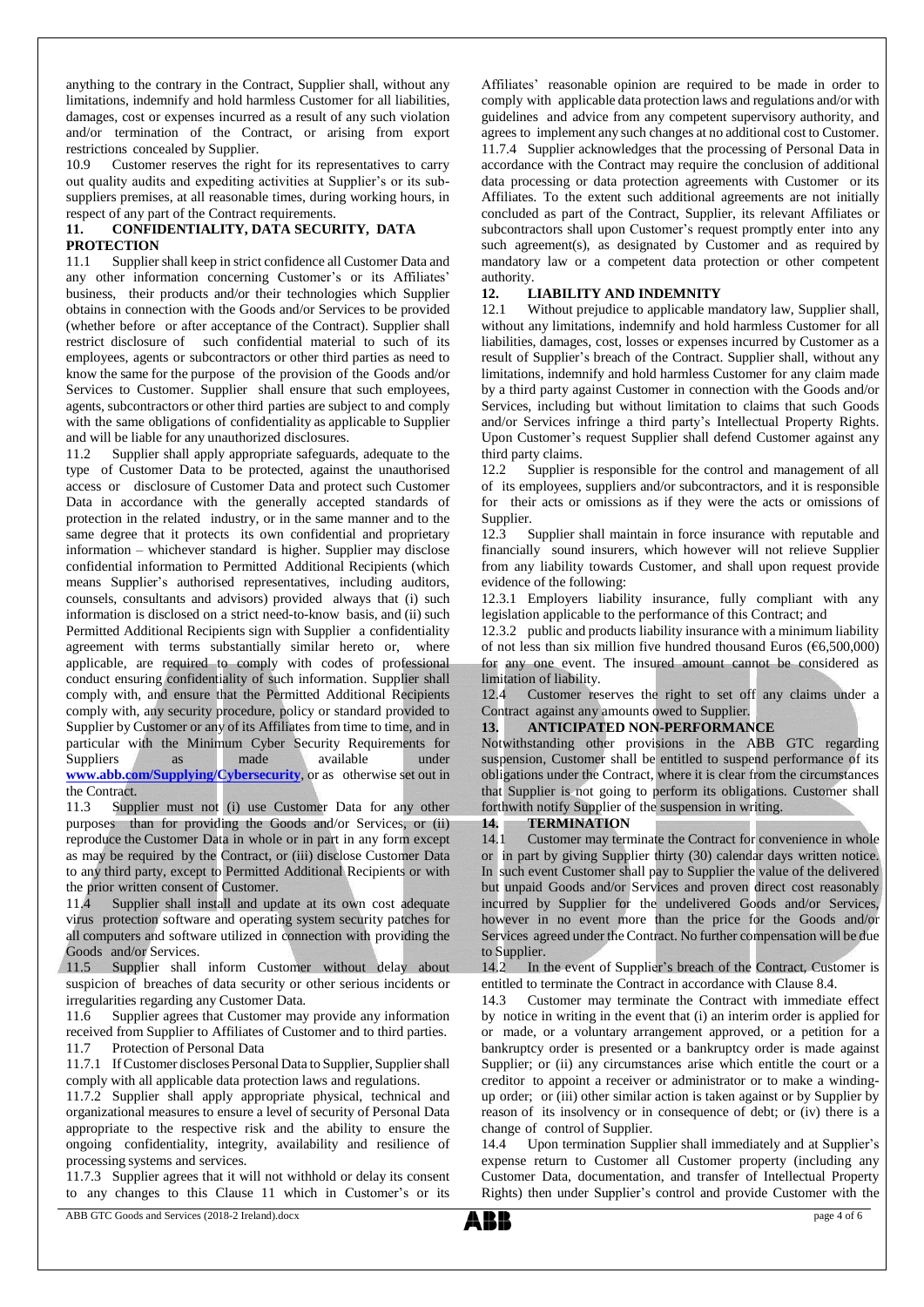anything to the contrary in the Contract, Supplier shall, without any limitations, indemnify and hold harmless Customer for all liabilities, damages, cost or expenses incurred as a result of any such violation and/or termination of the Contract, or arising from export restrictions concealed by Supplier.

10.9 Customer reserves the right for its representatives to carry out quality audits and expediting activities at Supplier's or its sub-suppliers premises, at all reasonable times, during working hours, in respect of any part of the Contract requirements.

## 11. CONFIDENTIALITY, DATA SECURITY, DATA PROTECTION

11.1 Supplier shall keep in strict confidence all Customer Data and any other information concerning Customer's or its Affiliates' business, their products and/or their technologies which Supplier obtains in connection with the Goods and/or Services to be provided (whether before or after acceptance of the Contract). Supplier shall restrict disclosure of such confidential material to such of its employees, agents or subcontractors or other third parties as need to know the same for the purpose of the provision of the Goods and/or Services to Customer. Supplier shall ensure that such employees, agents, subcontractors or other third parties are subject to and comply with the same obligations of confidentiality as applicable to Supplier and will be liable for any unauthorized disclosures.

11.2 Supplier shall apply appropriate safeguards, adequate to the type of Customer Data to be protected, against the unauthorised access or disclosure of Customer Data and protect such Customer Data in accordance with the generally accepted standards of protection in the related industry, or in the same manner and to the same degree that it protects its own confidential and proprietary information – whichever standard is higher. Supplier may disclose confidential information to Permitted Additional Recipients (which means Supplier's authorised representatives, including auditors, counsels, consultants and advisors) provided always that (i) such information is disclosed on a strict need-to-know basis, and (ii) such Permitted Additional Recipients sign with Supplier a confidentiality agreement with terms substantially similar hereto or, where applicable, are required to comply with codes of professional conduct ensuring confidentiality of such information. Supplier shall comply with, and ensure that the Permitted Additional Recipients comply with, any security procedure, policy or standard provided to Supplier by Customer or any of its Affiliates from time to time, and in particular with the Minimum Cyber Security Requirements for Suppliers as made available under **www.abb.com/Supplying/Cybersecurity**, or as otherwise set out in the Contract.

11.3 Supplier must not (i) use Customer Data for any other purposes than for providing the Goods and/or Services, or (ii) reproduce the Customer Data in whole or in part in any form except as may be required by the Contract, or (iii) disclose Customer Data to any third party, except to Permitted Additional Recipients or with the prior written consent of Customer.

11.4 Supplier shall install and update at its own cost adequate virus protection software and operating system security patches for all computers and software utilized in connection with providing the Goods and/or Services.

11.5 Supplier shall inform Customer without delay about suspicion of breaches of data security or other serious incidents or irregularities regarding any Customer Data.

11.6 Supplier agrees that Customer may provide any information received from Supplier to Affiliates of Customer and to third parties.

11.7 Protection of Personal Data

11.7.1 If Customer discloses Personal Data to Supplier, Supplier shall comply with all applicable data protection laws and regulations.

11.7.2 Supplier shall apply appropriate physical, technical and organizational measures to ensure a level of security of Personal Data appropriate to the respective risk and the ability to ensure the ongoing confidentiality, integrity, availability and resilience of processing systems and services.

11.7.3 Supplier agrees that it will not withhold or delay its consent to any changes to this Clause 11 which in Customer's or its Affiliates' reasonable opinion are required to be made in order to comply with applicable data protection laws and regulations and/or with guidelines and advice from any competent supervisory authority, and agrees to implement any such changes at no additional cost to Customer.

11.7.4 Supplier acknowledges that the processing of Personal Data in accordance with the Contract may require the conclusion of additional data processing or data protection agreements with Customer or its Affiliates. To the extent such additional agreements are not initially concluded as part of the Contract, Supplier, its relevant Affiliates or subcontractors shall upon Customer's request promptly enter into any such agreement(s), as designated by Customer and as required by mandatory law or a competent data protection or other competent authority.

## 12. LIABILITY AND INDEMNITY

12.1 Without prejudice to applicable mandatory law, Supplier shall, without any limitations, indemnify and hold harmless Customer for all liabilities, damages, cost, losses or expenses incurred by Customer as a result of Supplier's breach of the Contract. Supplier shall, without any limitations, indemnify and hold harmless Customer for any claim made by a third party against Customer in connection with the Goods and/or Services, including but without limitation to claims that such Goods and/or Services infringe a third party's Intellectual Property Rights. Upon Customer's request Supplier shall defend Customer against any third party claims.

12.2 Supplier is responsible for the control and management of all of its employees, suppliers and/or subcontractors, and it is responsible for their acts or omissions as if they were the acts or omissions of Supplier.

12.3 Supplier shall maintain in force insurance with reputable and financially sound insurers, which however will not relieve Supplier from any liability towards Customer, and shall upon request provide evidence of the following:

12.3.1 Employers liability insurance, fully compliant with any legislation applicable to the performance of this Contract; and

12.3.2 public and products liability insurance with a minimum liability of not less than six million five hundred thousand Euros (€6,500,000) for any one event. The insured amount cannot be considered as limitation of liability.

12.4 Customer reserves the right to set off any claims under a Contract against any amounts owed to Supplier.

## 13. ANTICIPATED NON-PERFORMANCE

Notwithstanding other provisions in the ABB GTC regarding suspension, Customer shall be entitled to suspend performance of its obligations under the Contract, where it is clear from the circumstances that Supplier is not going to perform its obligations. Customer shall forthwith notify Supplier of the suspension in writing.

## 14. TERMINATION

14.1 Customer may terminate the Contract for convenience in whole or in part by giving Supplier thirty (30) calendar days written notice. In such event Customer shall pay to Supplier the value of the delivered but unpaid Goods and/or Services and proven direct cost reasonably incurred by Supplier for the undelivered Goods and/or Services, however in no event more than the price for the Goods and/or Services agreed under the Contract. No further compensation will be due to Supplier.

14.2 In the event of Supplier's breach of the Contract, Customer is entitled to terminate the Contract in accordance with Clause 8.4.

14.3 Customer may terminate the Contract with immediate effect by notice in writing in the event that (i) an interim order is applied for or made, or a voluntary arrangement approved, or a petition for a bankruptcy order is presented or a bankruptcy order is made against Supplier; or (ii) any circumstances arise which entitle the court or a creditor to appoint a receiver or administrator or to make a winding-up order; or (iii) other similar action is taken against or by Supplier by reason of its insolvency or in consequence of debt; or (iv) there is a change of control of Supplier.

14.4 Upon termination Supplier shall immediately and at Supplier's expense return to Customer all Customer property (including any Customer Data, documentation, and transfer of Intellectual Property Rights) then under Supplier's control and provide Customer with the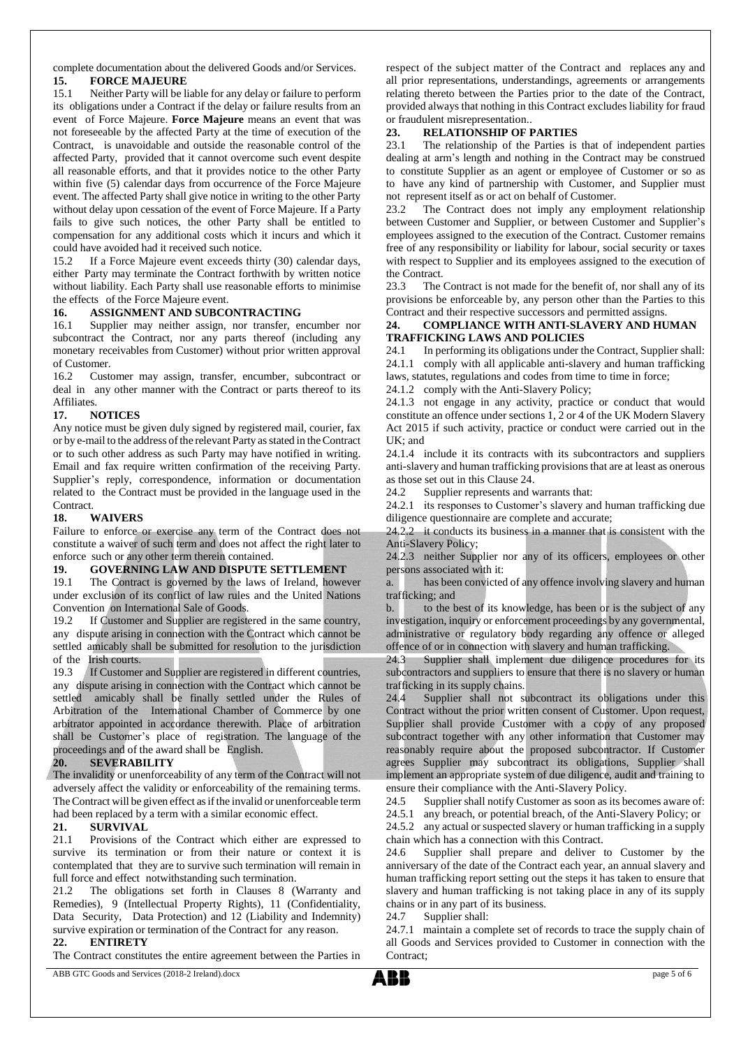complete documentation about the delivered Goods and/or Services.

## 15. FORCE MAJEURE

15.1 Neither Party will be liable for any delay or failure to perform its obligations under a Contract if the delay or failure results from an event of Force Majeure. **Force Majeure** means an event that was not foreseeable by the affected Party at the time of execution of the Contract, is unavoidable and outside the reasonable control of the affected Party, provided that it cannot overcome such event despite all reasonable efforts, and that it provides notice to the other Party within five (5) calendar days from occurrence of the Force Majeure event. The affected Party shall give notice in writing to the other Party without delay upon cessation of the event of Force Majeure. If a Party fails to give such notices, the other Party shall be entitled to compensation for any additional costs which it incurs and which it could have avoided had it received such notice.

15.2 If a Force Majeure event exceeds thirty (30) calendar days, either Party may terminate the Contract forthwith by written notice without liability. Each Party shall use reasonable efforts to minimise the effects of the Force Majeure event.

## 16. ASSIGNMENT AND SUBCONTRACTING

16.1 Supplier may neither assign, nor transfer, encumber nor subcontract the Contract, nor any parts thereof (including any monetary receivables from Customer) without prior written approval of Customer.

16.2 Customer may assign, transfer, encumber, subcontract or deal in any other manner with the Contract or parts thereof to its Affiliates.

## 17. NOTICES

Any notice must be given duly signed by registered mail, courier, fax or by e-mail to the address of the relevant Party as stated in the Contract or to such other address as such Party may have notified in writing. Email and fax require written confirmation of the receiving Party. Supplier's reply, correspondence, information or documentation related to the Contract must be provided in the language used in the Contract.

## 18. WAIVERS

Failure to enforce or exercise any term of the Contract does not constitute a waiver of such term and does not affect the right later to enforce such or any other term therein contained.

## 19. GOVERNING LAW AND DISPUTE SETTLEMENT

19.1 The Contract is governed by the laws of Ireland, however under exclusion of its conflict of law rules and the United Nations Convention on International Sale of Goods.

19.2 If Customer and Supplier are registered in the same country, any dispute arising in connection with the Contract which cannot be settled amicably shall be submitted for resolution to the jurisdiction of the Irish courts.

19.3 If Customer and Supplier are registered in different countries, any dispute arising in connection with the Contract which cannot be settled amicably shall be finally settled under the Rules of Arbitration of the International Chamber of Commerce by one arbitrator appointed in accordance therewith. Place of arbitration shall be Customer's place of registration. The language of the proceedings and of the award shall be English.

## 20. SEVERABILITY

The invalidity or unenforceability of any term of the Contract will not adversely affect the validity or enforceability of the remaining terms. The Contract will be given effect as if the invalid or unenforceable term had been replaced by a term with a similar economic effect.

## 21. SURVIVAL

21.1 Provisions of the Contract which either are expressed to survive its termination or from their nature or context it is contemplated that they are to survive such termination will remain in full force and effect notwithstanding such termination.

21.2 The obligations set forth in Clauses 8 (Warranty and Remedies), 9 (Intellectual Property Rights), 11 (Confidentiality, Data Security, Data Protection) and 12 (Liability and Indemnity) survive expiration or termination of the Contract for any reason.

## 22. ENTIRETY

The Contract constitutes the entire agreement between the Parties in respect of the subject matter of the Contract and replaces any and all prior representations, understandings, agreements or arrangements relating thereto between the Parties prior to the date of the Contract, provided always that nothing in this Contract excludes liability for fraud or fraudulent misrepresentation..

## 23. RELATIONSHIP OF PARTIES

23.1 The relationship of the Parties is that of independent parties dealing at arm's length and nothing in the Contract may be construed to constitute Supplier as an agent or employee of Customer or so as to have any kind of partnership with Customer, and Supplier must not represent itself as or act on behalf of Customer.

23.2 The Contract does not imply any employment relationship between Customer and Supplier, or between Customer and Supplier's employees assigned to the execution of the Contract. Customer remains free of any responsibility or liability for labour, social security or taxes with respect to Supplier and its employees assigned to the execution of the Contract.

23.3 The Contract is not made for the benefit of, nor shall any of its provisions be enforceable by, any person other than the Parties to this Contract and their respective successors and permitted assigns.

## 24. COMPLIANCE WITH ANTI-SLAVERY AND HUMAN TRAFFICKING LAWS AND POLICIES

24.1 In performing its obligations under the Contract, Supplier shall:

24.1.1 comply with all applicable anti-slavery and human trafficking laws, statutes, regulations and codes from time to time in force;

24.1.2 comply with the Anti-Slavery Policy;

24.1.3 not engage in any activity, practice or conduct that would constitute an offence under sections 1, 2 or 4 of the UK Modern Slavery Act 2015 if such activity, practice or conduct were carried out in the UK; and

24.1.4 include it its contracts with its subcontractors and suppliers anti-slavery and human trafficking provisions that are at least as onerous as those set out in this Clause 24.

24.2 Supplier represents and warrants that:

24.2.1 its responses to Customer's slavery and human trafficking due diligence questionnaire are complete and accurate;

24.2.2 it conducts its business in a manner that is consistent with the Anti-Slavery Policy;

24.2.3 neither Supplier nor any of its officers, employees or other persons associated with it:

a. has been convicted of any offence involving slavery and human trafficking; and

b. to the best of its knowledge, has been or is the subject of any investigation, inquiry or enforcement proceedings by any governmental, administrative or regulatory body regarding any offence or alleged offence of or in connection with slavery and human trafficking.

24.3 Supplier shall implement due diligence procedures for its subcontractors and suppliers to ensure that there is no slavery or human trafficking in its supply chains.

24.4 Supplier shall not subcontract its obligations under this Contract without the prior written consent of Customer. Upon request, Supplier shall provide Customer with a copy of any proposed subcontract together with any other information that Customer may reasonably require about the proposed subcontractor. If Customer agrees Supplier may subcontract its obligations, Supplier shall implement an appropriate system of due diligence, audit and training to ensure their compliance with the Anti-Slavery Policy.

24.5 Supplier shall notify Customer as soon as its becomes aware of:

24.5.1 any breach, or potential breach, of the Anti-Slavery Policy; or

24.5.2 any actual or suspected slavery or human trafficking in a supply chain which has a connection with this Contract.

24.6 Supplier shall prepare and deliver to Customer by the anniversary of the date of the Contract each year, an annual slavery and human trafficking report setting out the steps it has taken to ensure that slavery and human trafficking is not taking place in any of its supply chains or in any part of its business.

24.7 Supplier shall:

24.7.1 maintain a complete set of records to trace the supply chain of all Goods and Services provided to Customer in connection with the Contract;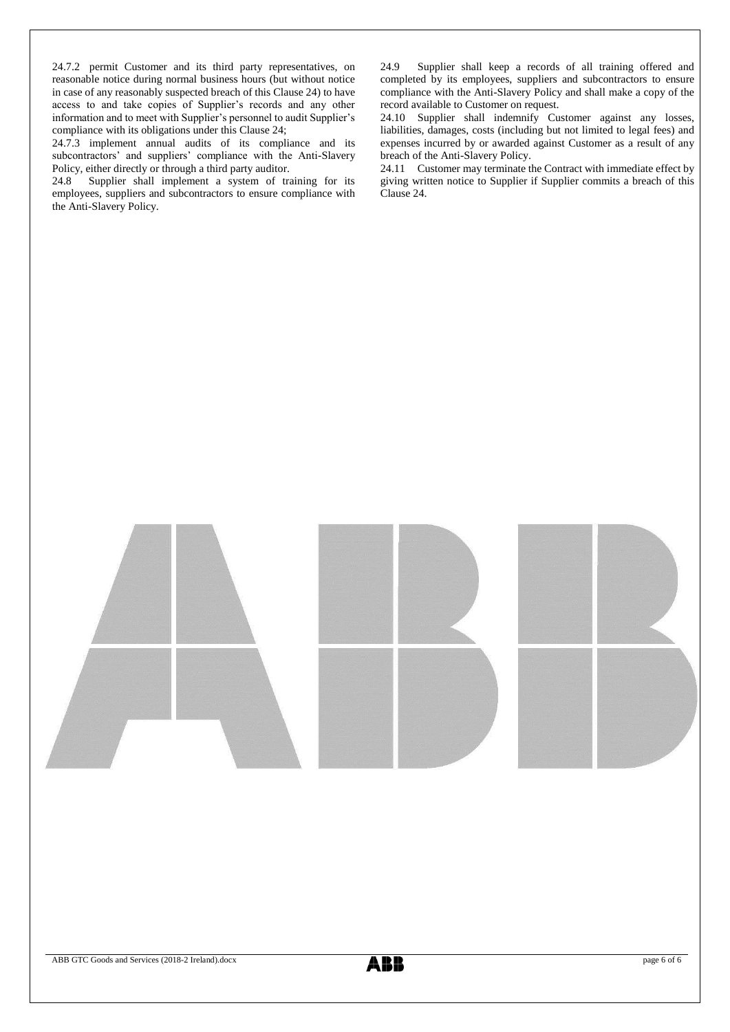24.7.2 permit Customer and its third party representatives, on reasonable notice during normal business hours (but without notice in case of any reasonably suspected breach of this Clause 24) to have access to and take copies of Supplier's records and any other information and to meet with Supplier's personnel to audit Supplier's compliance with its obligations under this Clause 24;

24.7.3 implement annual audits of its compliance and its subcontractors' and suppliers' compliance with the Anti-Slavery Policy, either directly or through a third party auditor.

24.8 Supplier shall implement a system of training for its employees, suppliers and subcontractors to ensure compliance with the Anti-Slavery Policy.

24.9 Supplier shall keep a records of all training offered and completed by its employees, suppliers and subcontractors to ensure compliance with the Anti-Slavery Policy and shall make a copy of the record available to Customer on request.

24.10 Supplier shall indemnify Customer against any losses, liabilities, damages, costs (including but not limited to legal fees) and expenses incurred by or awarded against Customer as a result of any breach of the Anti-Slavery Policy.

24.11 Customer may terminate the Contract with immediate effect by giving written notice to Supplier if Supplier commits a breach of this Clause 24.